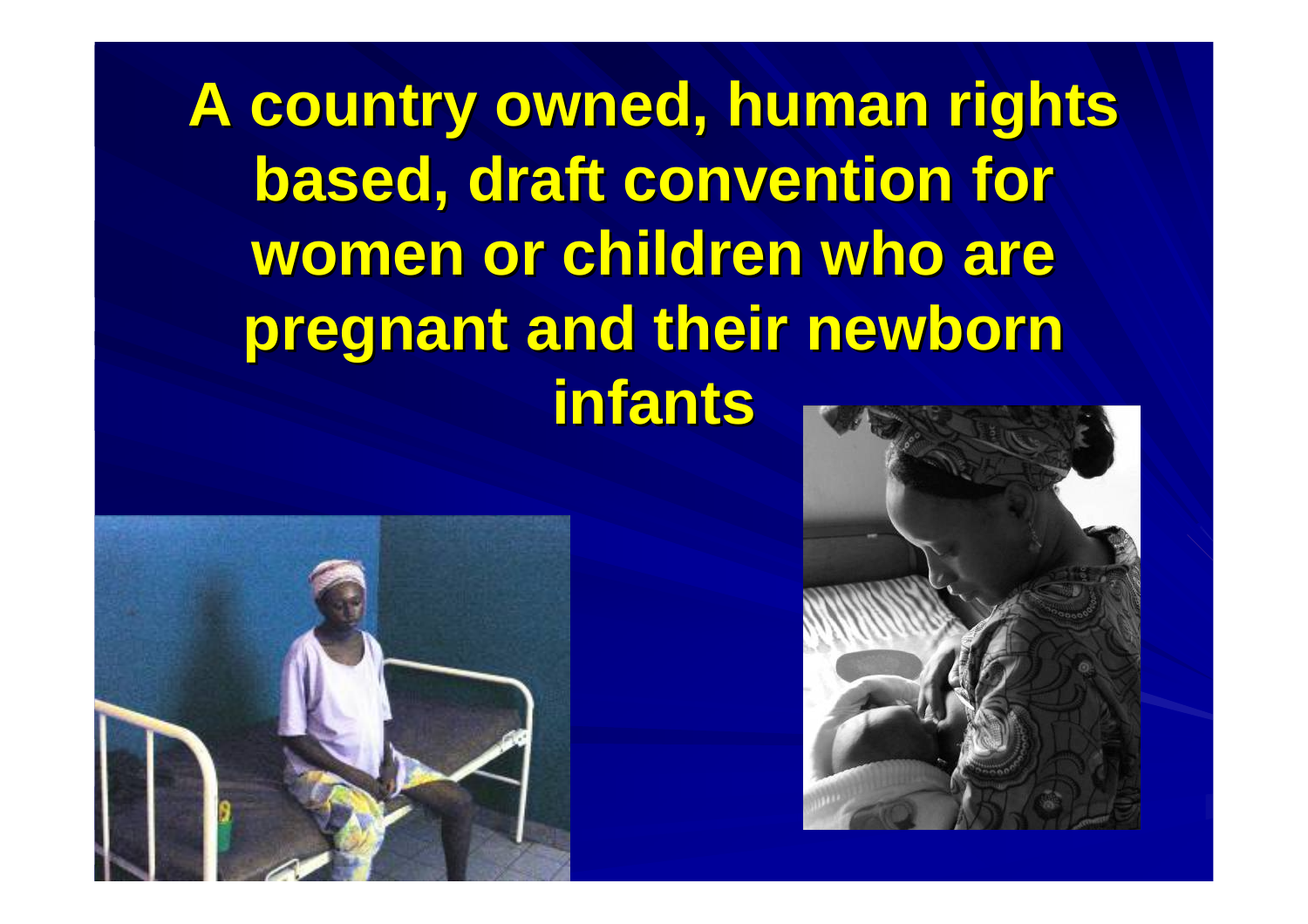# A country owned, human rights based, draft convention for women or children who are pregnant and their newborn infants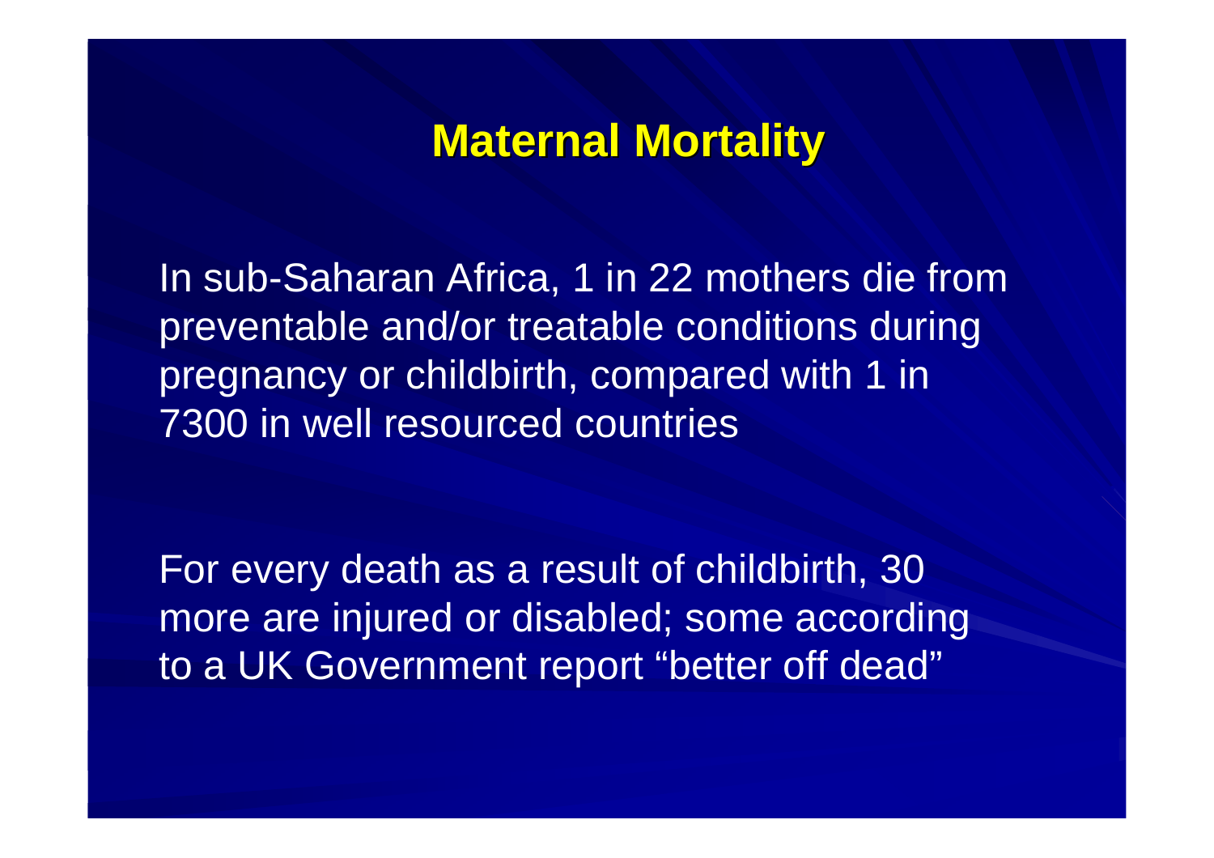## Maternal Mortality

In sub-Saharan Africa, 1 in 22 mothers die from preventable and/or treatable conditions during pregnancy or childbirth, compared with 1 in 7300 in well resourced countries

For every death as a result of childbirth, 30 more are injured or disabled; some according to a UK Government report "better off dead"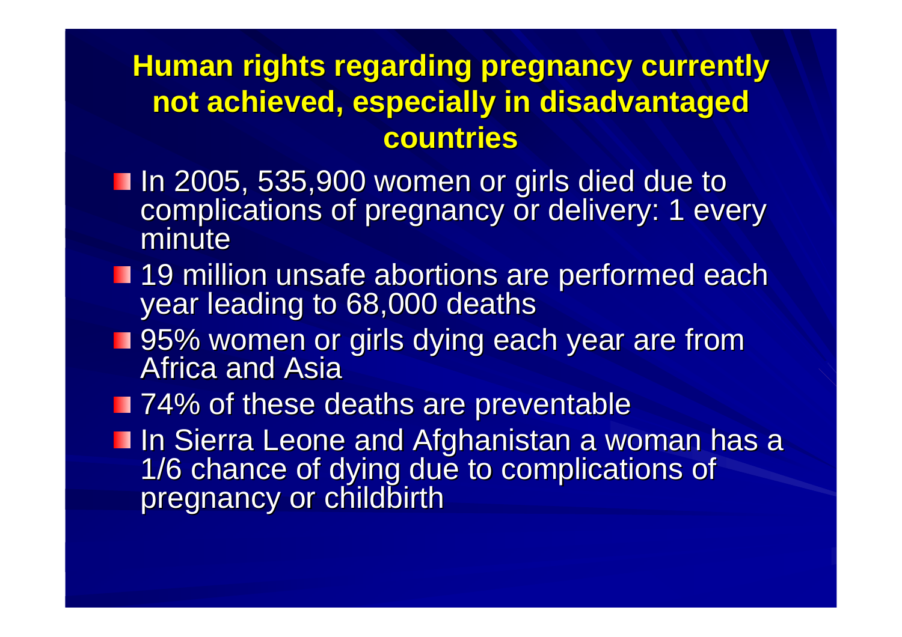## Human rights regarding pregnancy currently not achieved, especially in disadvantaged countries

- In 2005, 535,900 women or girls died due to complications of pregnancy or delivery: 1 every minute
- 19 million unsafe abortions are performed each year leading to 68,000 deaths
- 95% women or girls dying each year are from Africa and Asia
- 74% of these deaths are preventable
- In Sierra Leone and Afghanistan a woman has a 1/6 chance of dying due to complications of pregnancy or childbirth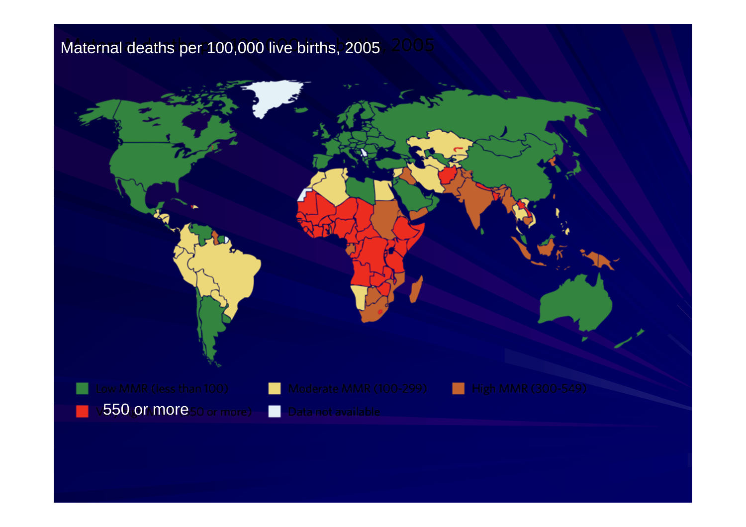Maternal deaths per 100,000 live births, 2005

Low MMR (less than 100)

Moderate MMR (100-299)

High MMR (300-549)

550 or more

Data not available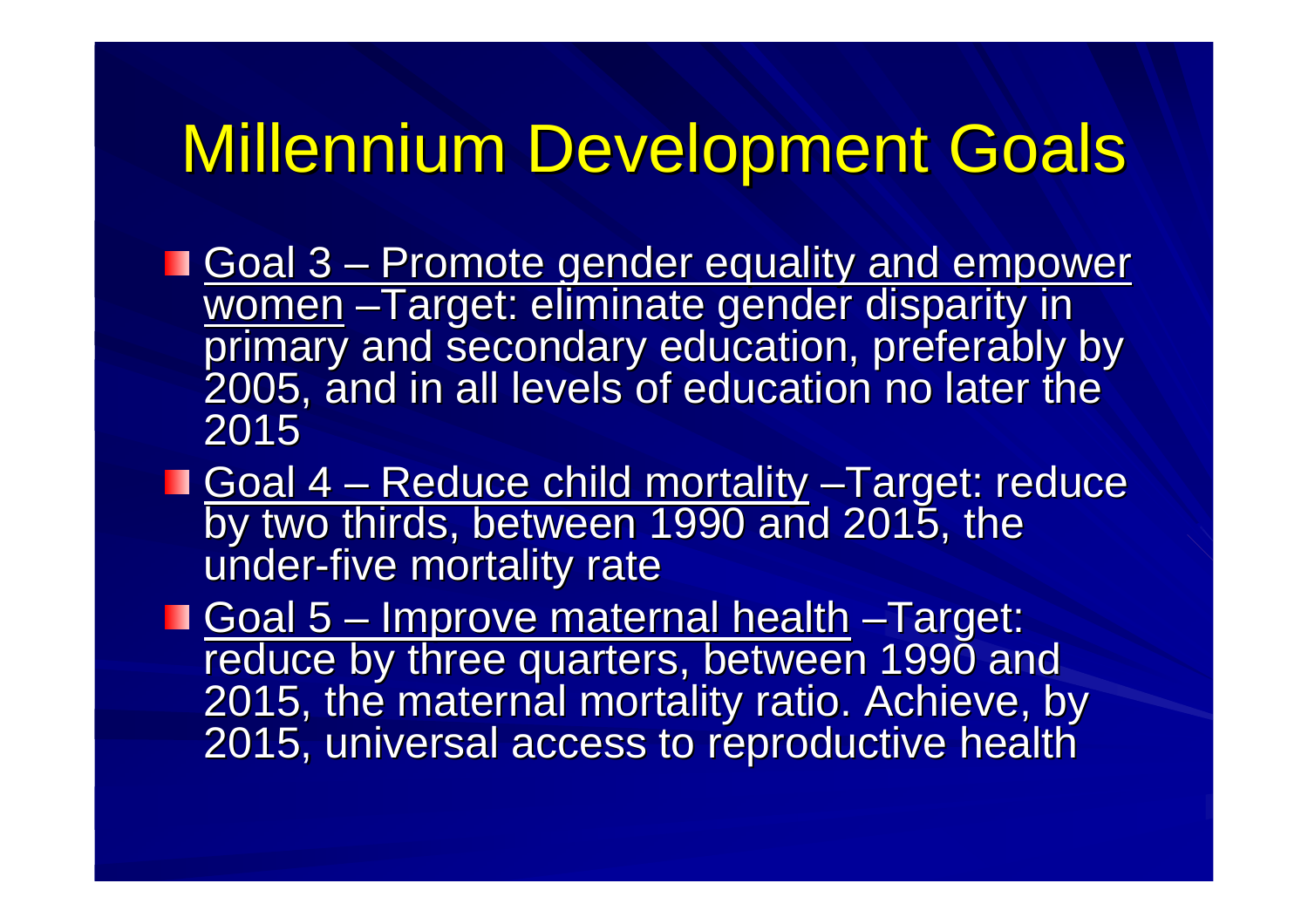# Millennium Development Goals

- Goal 3 – Promote gender equality and empower women –Target: eliminate gender disparity in primary and secondary education, preferably by 2005, and in all levels of education no later the 2015
- Goal 4 – Reduce child mortality –Target: reduce by two thirds, between 1990 and 2015, the under-five mortality rate
- Goal 5 – Improve maternal health –Target: reduce by three quarters, between 1990 and 2015, the maternal mortality ratio. Achieve, by 2015, universal access to reproductive health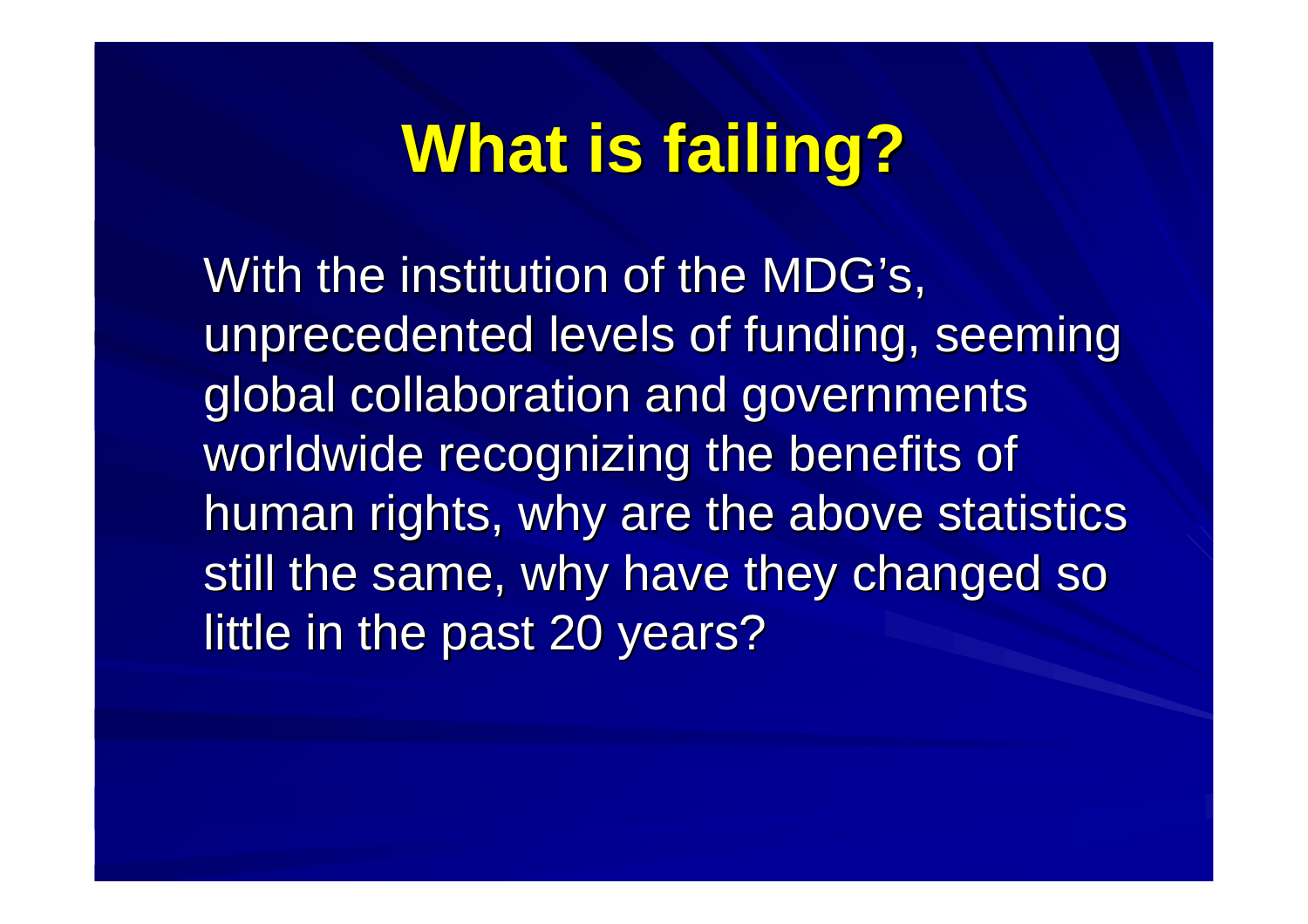# What is failing?

With the institution of the MDG's, unprecedented levels of funding, seeming global collaboration and governments worldwide recognizing the benefits of human rights, why are the above statistics still the same, why have they changed so little in the past 20 years?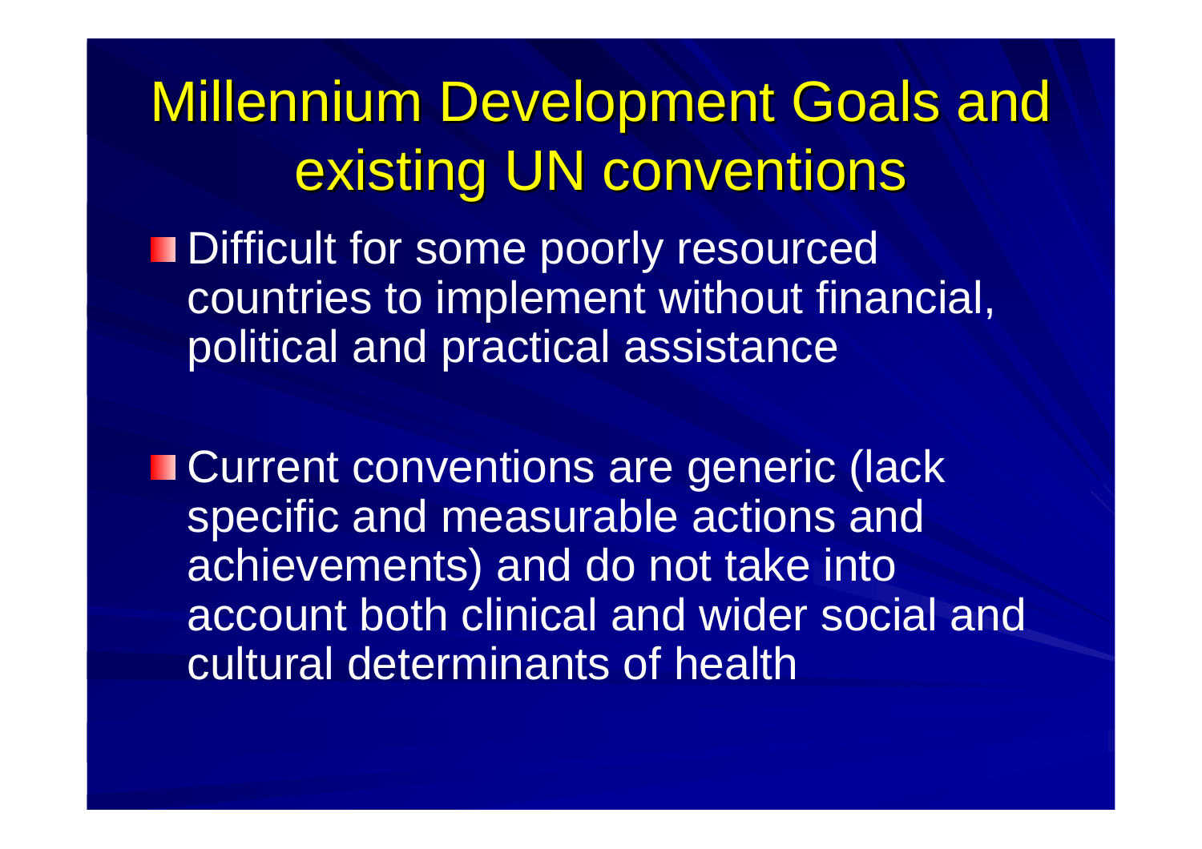# Millennium Development Goals and existing UN conventions

- Difficult for some poorly resourced countries to implement without financial, political and practical assistance
- Current conventions are generic (lack specific and measurable actions and achievements) and do not take into account both clinical and wider social and cultural determinants of health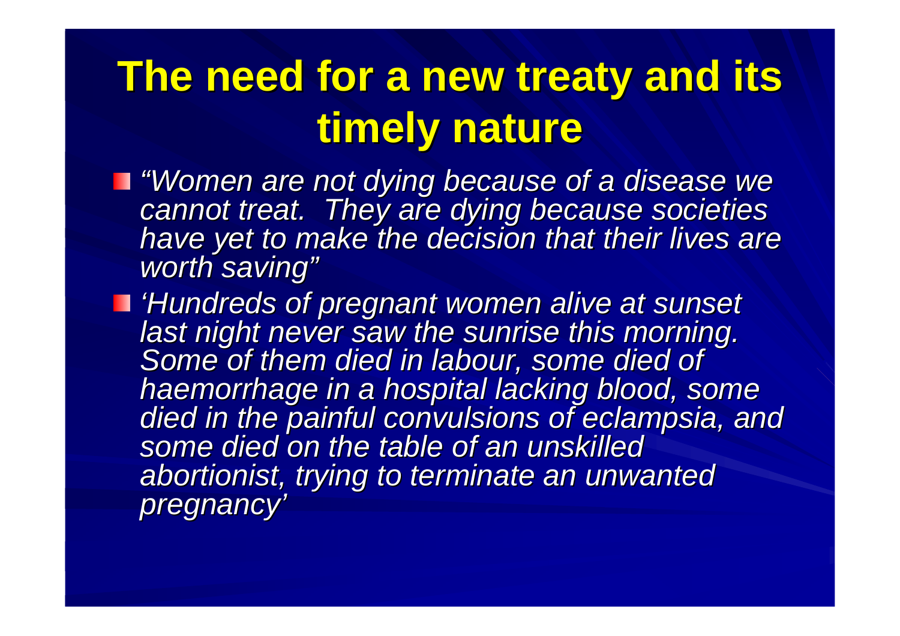# The need for a new treaty and its timely nature

- *"Women are not dying because of a disease we cannot treat. They are dying because societies have yet to make the decision that their lives are worth saving"*
- *'Hundreds of pregnant women alive at sunset last night never saw the sunrise this morning. Some of them died in labour, some died of haemorrhage in a hospital lacking blood, some died in the painful convulsions of eclampsia, and some died on the table of an unskilled abortionist, trying to terminate an unwanted pregnancy'*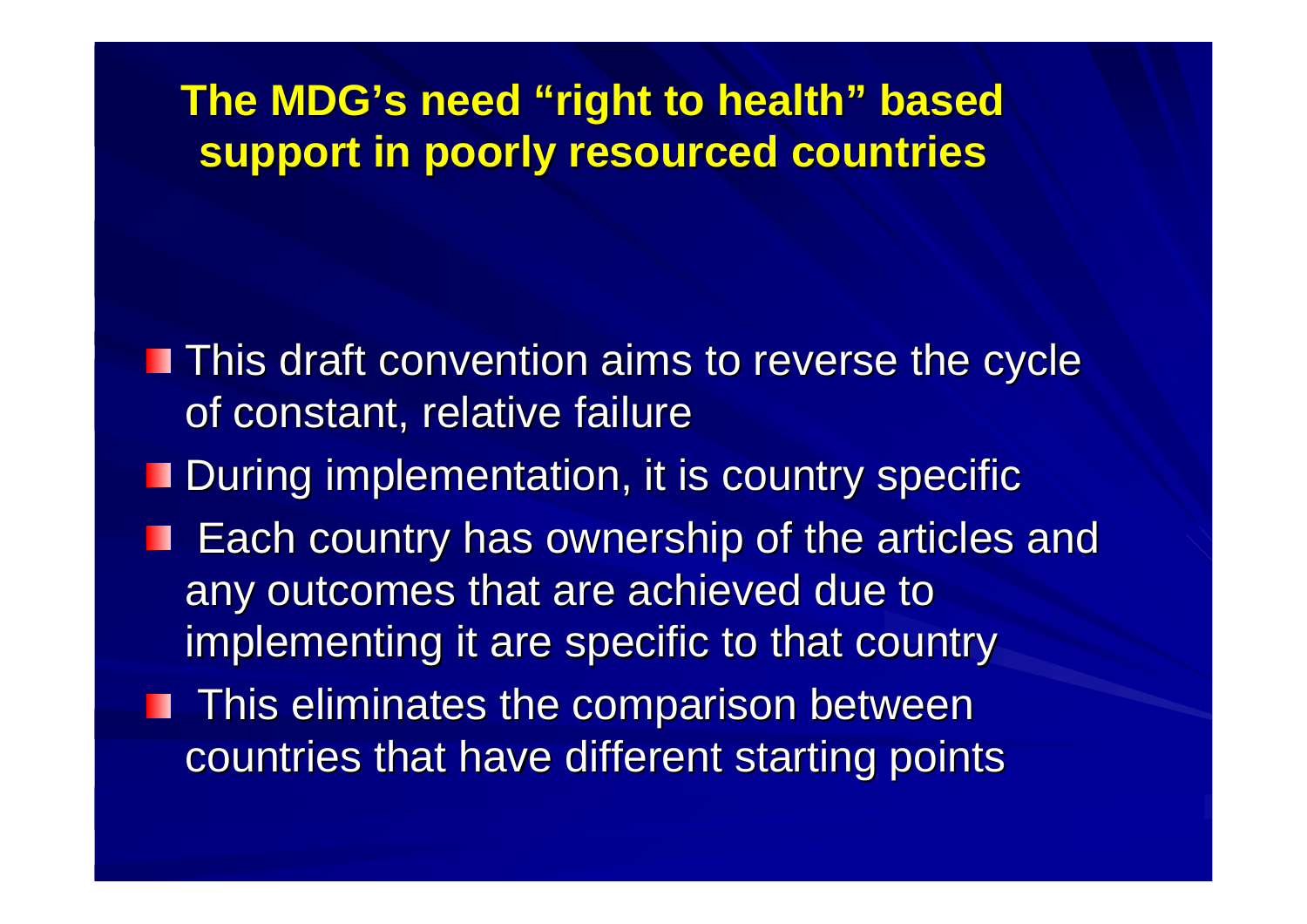# The MDG's need "right to health" based support in poorly resourced countries

- This draft convention aims to reverse the cycle of constant, relative failure
- During implementation, it is country specific
- Each country has ownership of the articles and any outcomes that are achieved due to implementing it are specific to that country
- This eliminates the comparison between countries that have different starting points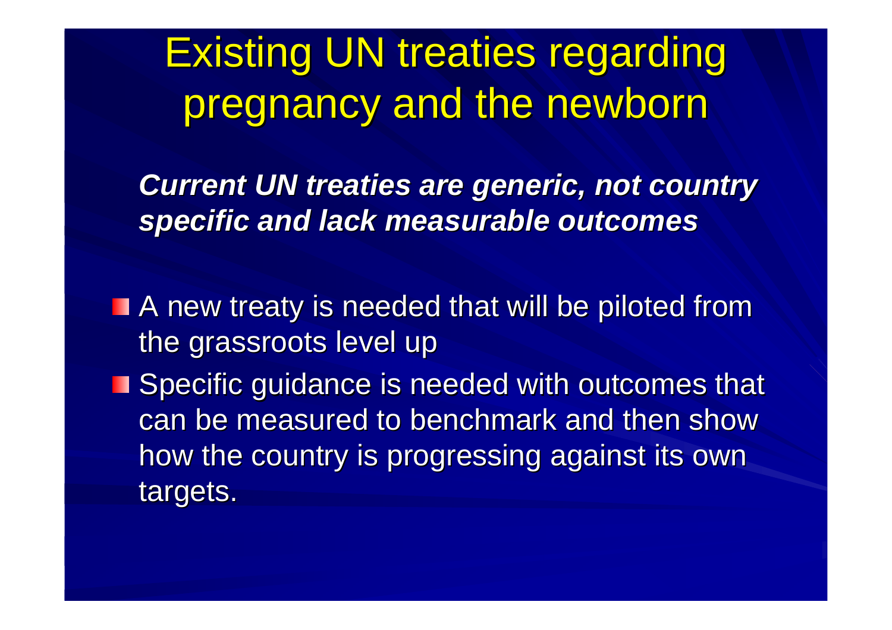# Existing UN treaties regarding pregnancy and the newborn

***Current UN treaties are generic, not country specific and lack measurable outcomes***

- A new treaty is needed that will be piloted from the grassroots level up
- Specific guidance is needed with outcomes that can be measured to benchmark and then show how the country is progressing against its own targets.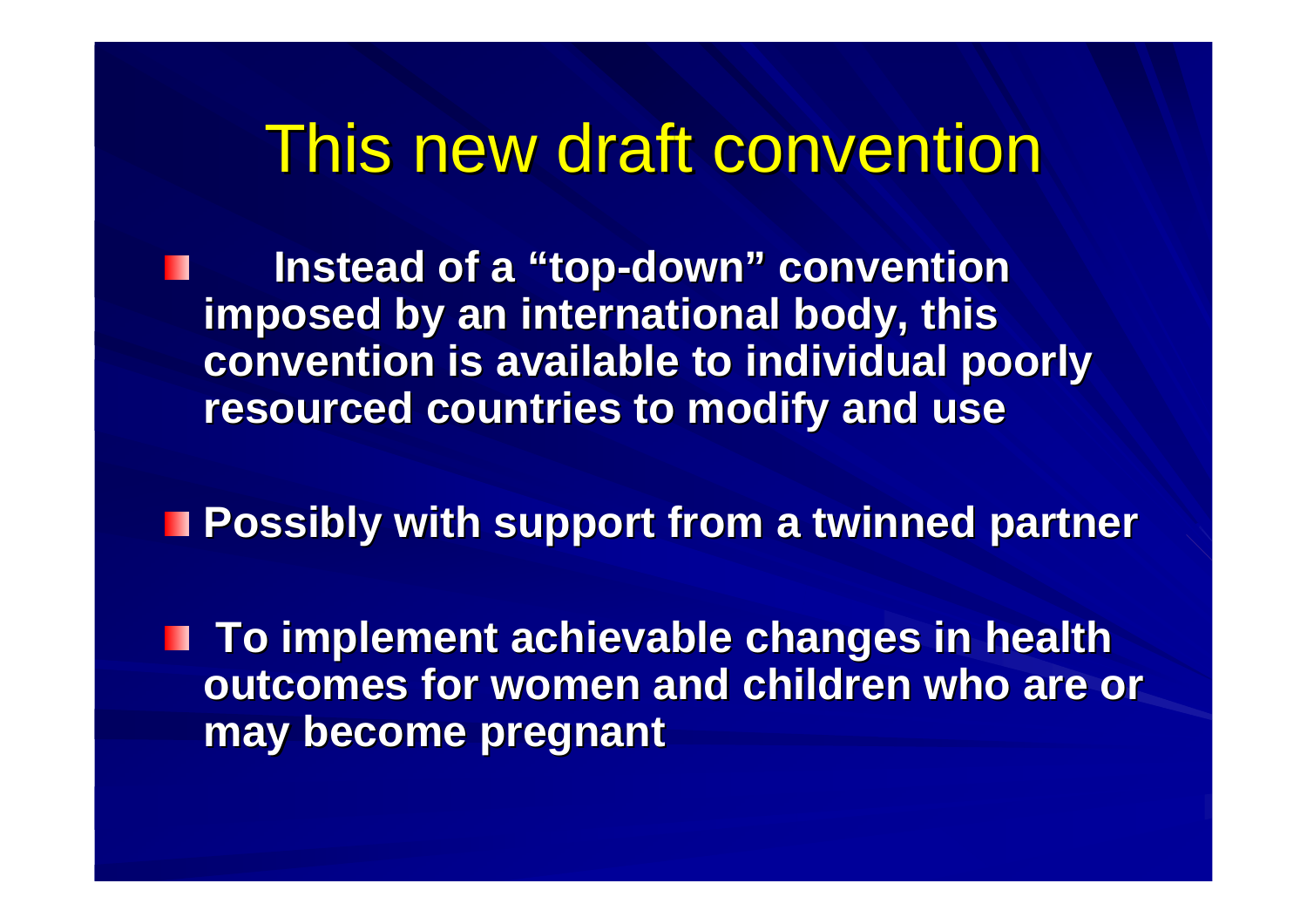# This new draft convention

- **Instead of a "top-down" convention imposed by an international body, this convention is available to individual poorly resourced countries to modify and use**
- **Possibly with support from a twinned partner**
- **To implement achievable changes in health outcomes for women and children who are or may become pregnant**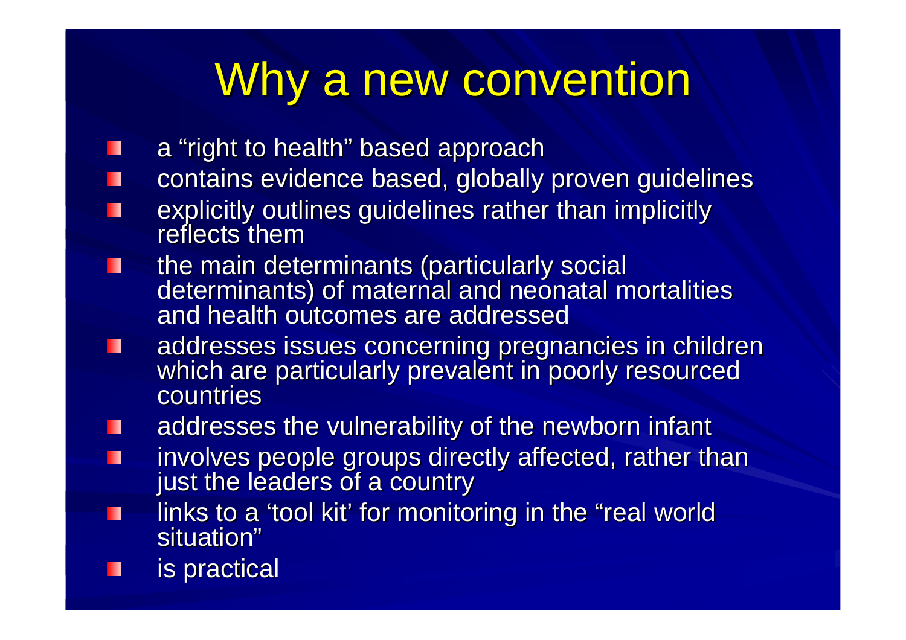# Why a new convention

- a "right to health" based approach
- contains evidence based, globally proven guidelines
- explicitly outlines guidelines rather than implicitly reflects them
- the main determinants (particularly social determinants) of maternal and neonatal mortalities and health outcomes are addressed
- addresses issues concerning pregnancies in children which are particularly prevalent in poorly resourced countries
- addresses the vulnerability of the newborn infant
- involves people groups directly affected, rather than just the leaders of a country
- links to a 'tool kit' for monitoring in the "real world situation"
- is practical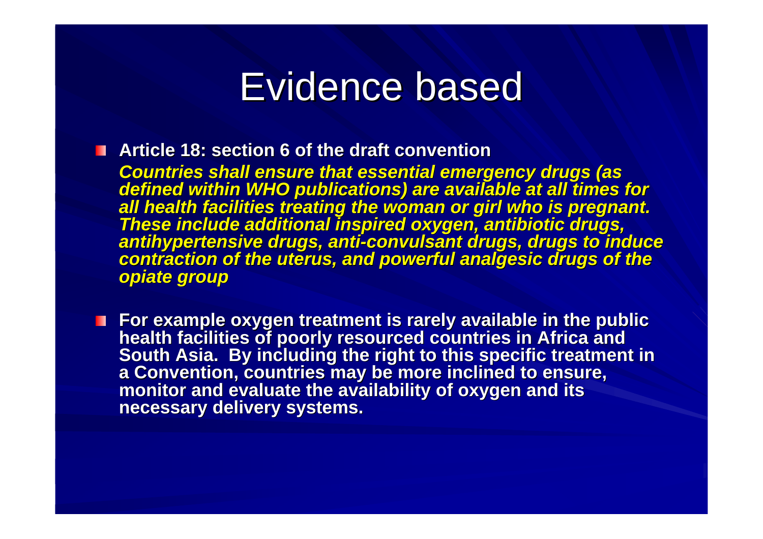# Evidence based

- **Article 18: section 6 of the draft convention**

  ***Countries shall ensure that essential emergency drugs (as defined within WHO publications) are available at all times for all health facilities treating the woman or girl who is pregnant. These include additional inspired oxygen, antibiotic drugs, antihypertensive drugs, anti-convulsant drugs, drugs to induce contraction of the uterus, and powerful analgesic drugs of the opiate group***

- **For example oxygen treatment is rarely available in the public health facilities of poorly resourced countries in Africa and South Asia. By including the right to this specific treatment in a Convention, countries may be more inclined to ensure, monitor and evaluate the availability of oxygen and its necessary delivery systems.**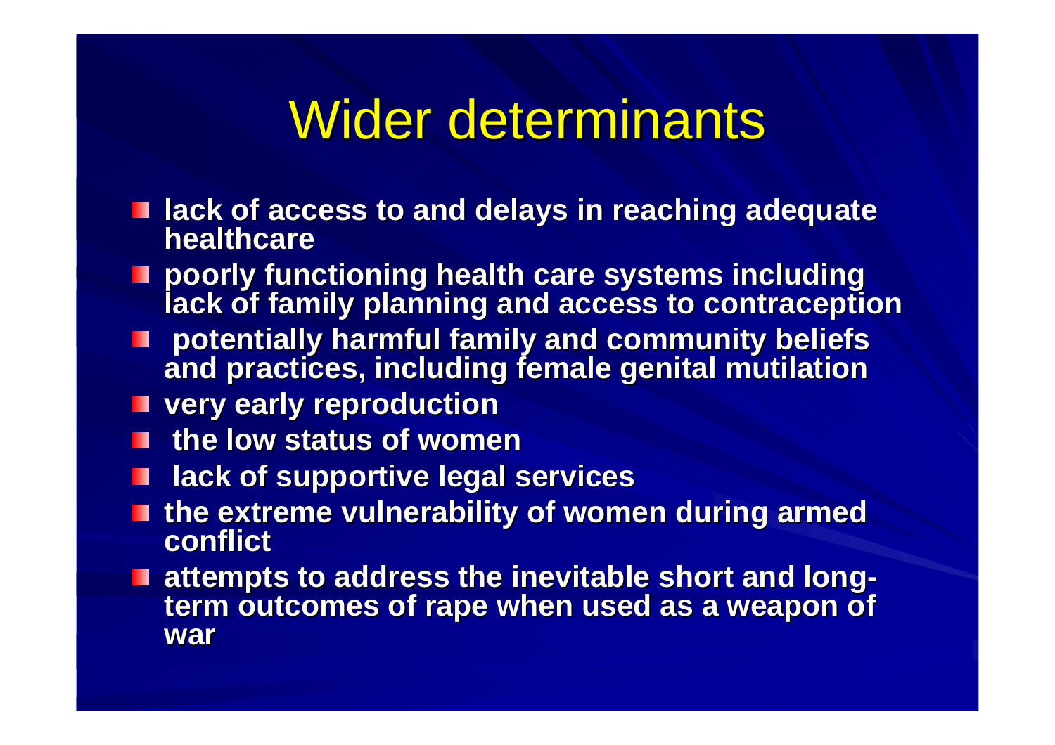# Wider determinants

- lack of access to and delays in reaching adequate healthcare
- poorly functioning health care systems including lack of family planning and access to contraception
- potentially harmful family and community beliefs and practices, including female genital mutilation
- very early reproduction
- the low status of women
- lack of supportive legal services
- the extreme vulnerability of women during armed conflict
- attempts to address the inevitable short and long-term outcomes of rape when used as a weapon of war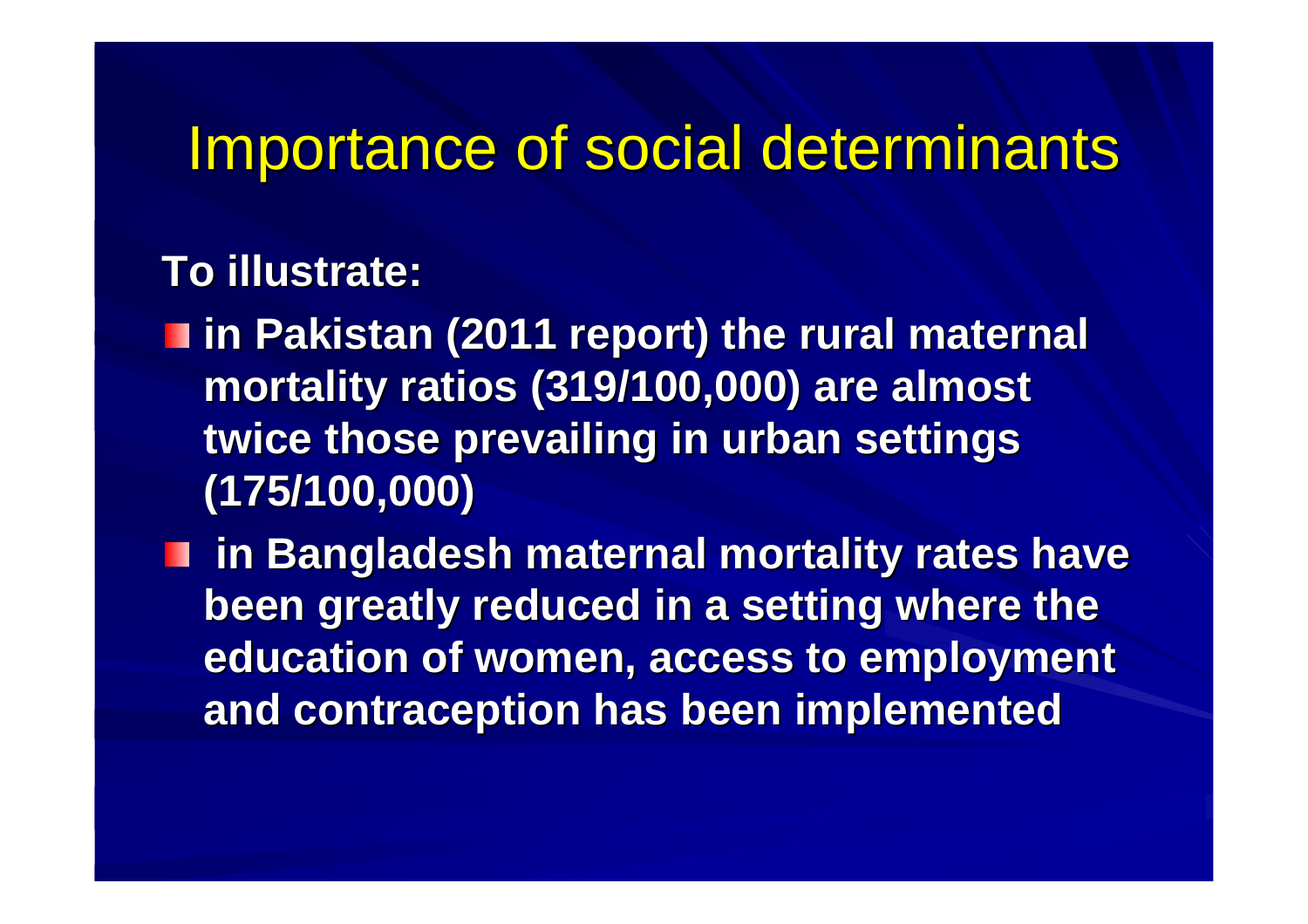# Importance of social determinants

**To illustrate:**

- **in Pakistan (2011 report) the rural maternal mortality ratios (319/100,000) are almost twice those prevailing in urban settings (175/100,000)**
- **in Bangladesh maternal mortality rates have been greatly reduced in a setting where the education of women, access to employment and contraception has been implemented**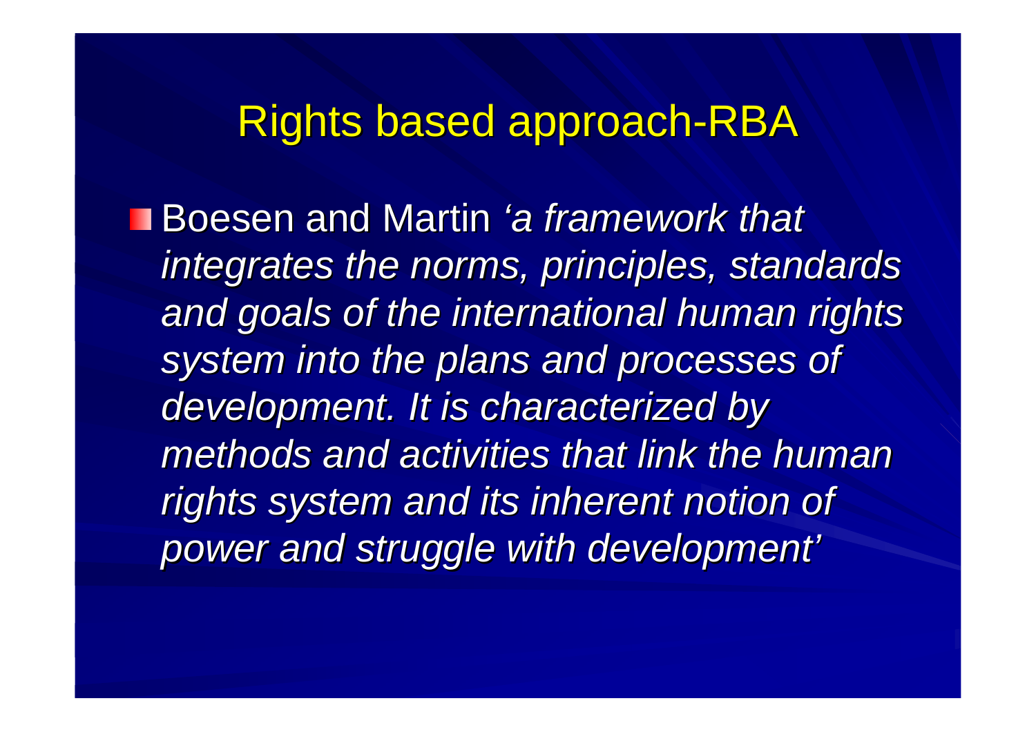# Rights based approach-RBA

- Boesen and Martin *'a framework that integrates the norms, principles, standards and goals of the international human rights system into the plans and processes of development. It is characterized by methods and activities that link the human rights system and its inherent notion of power and struggle with development'*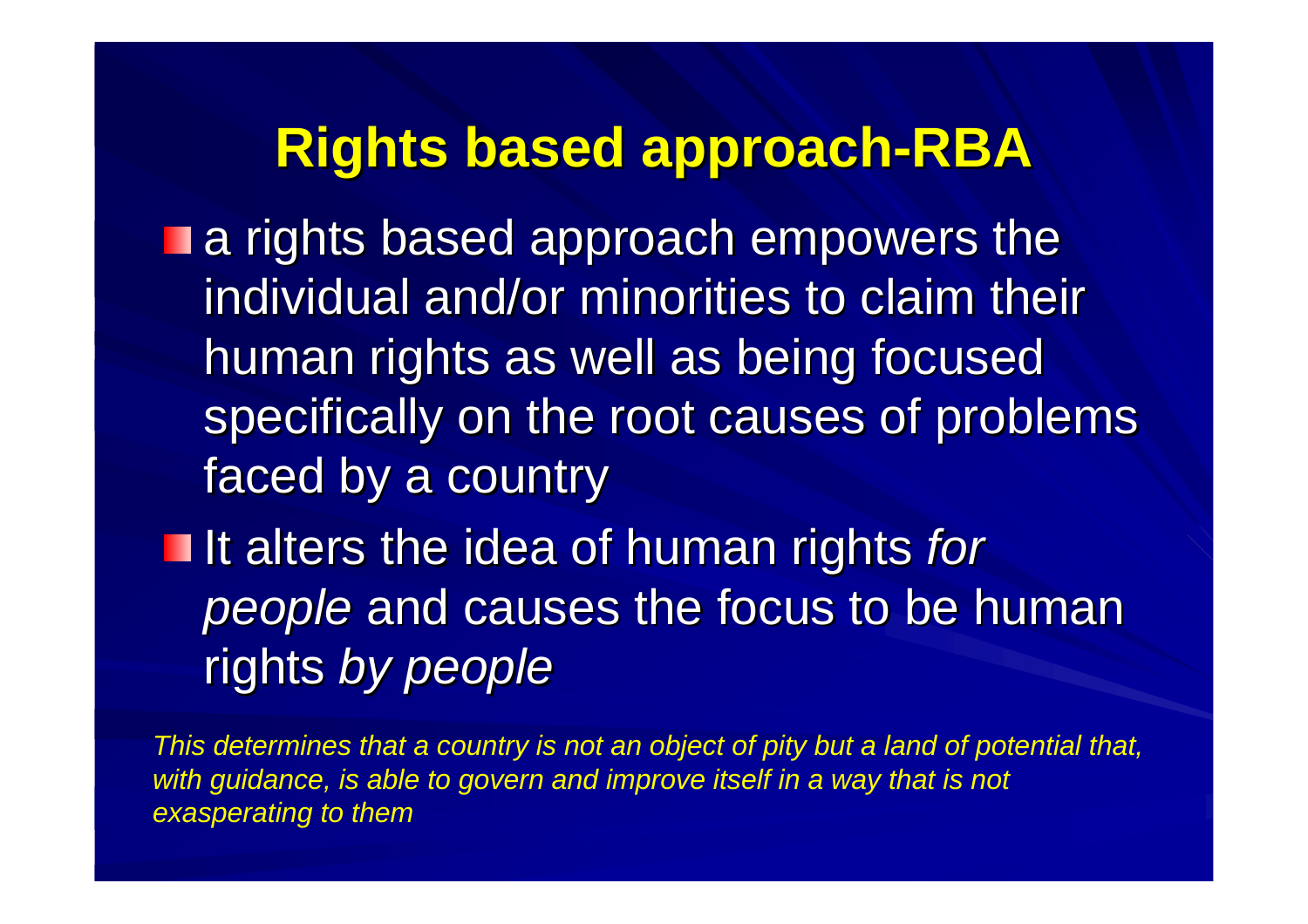# Rights based approach-RBA

- a rights based approach empowers the individual and/or minorities to claim their human rights as well as being focused specifically on the root causes of problems faced by a country
- It alters the idea of human rights *for people* and causes the focus to be human rights *by people*

*This determines that a country is not an object of pity but a land of potential that, with guidance, is able to govern and improve itself in a way that is not exasperating to them*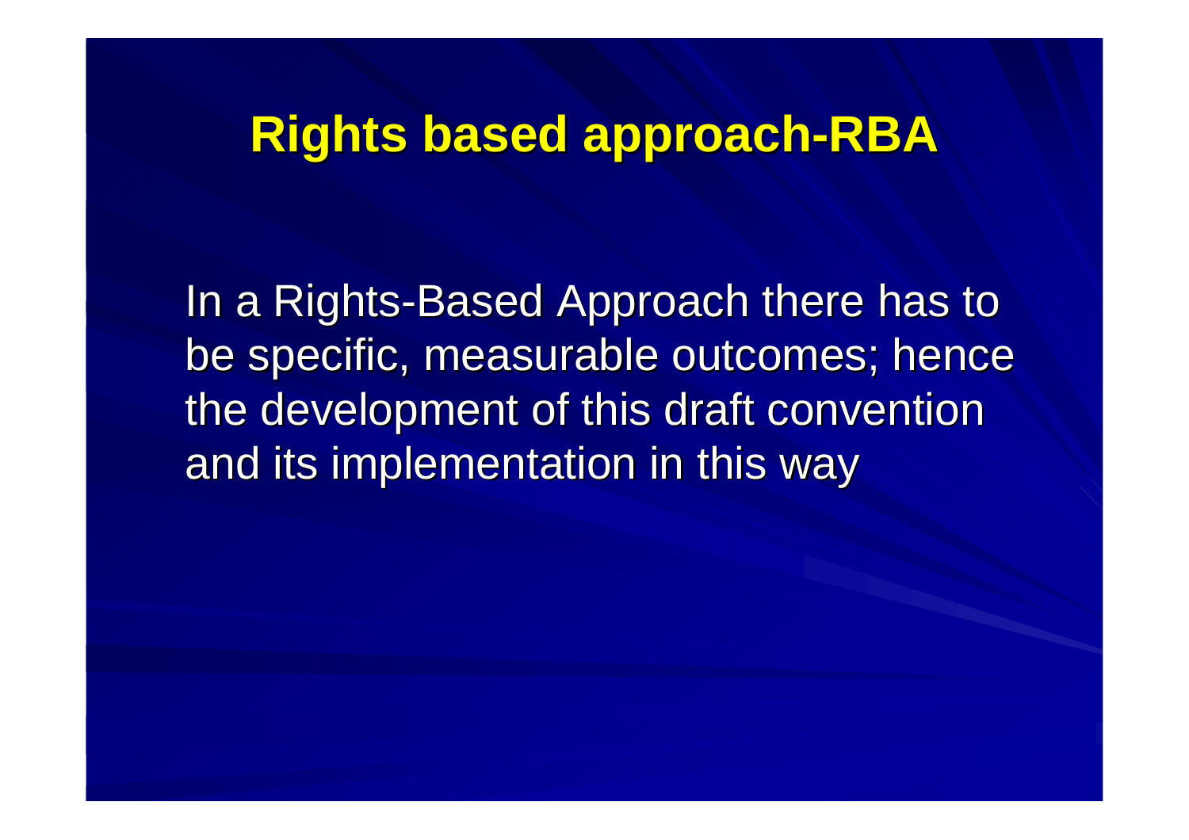# Rights based approach-RBA

In a Rights-Based Approach there has to be specific, measurable outcomes; hence the development of this draft convention and its implementation in this way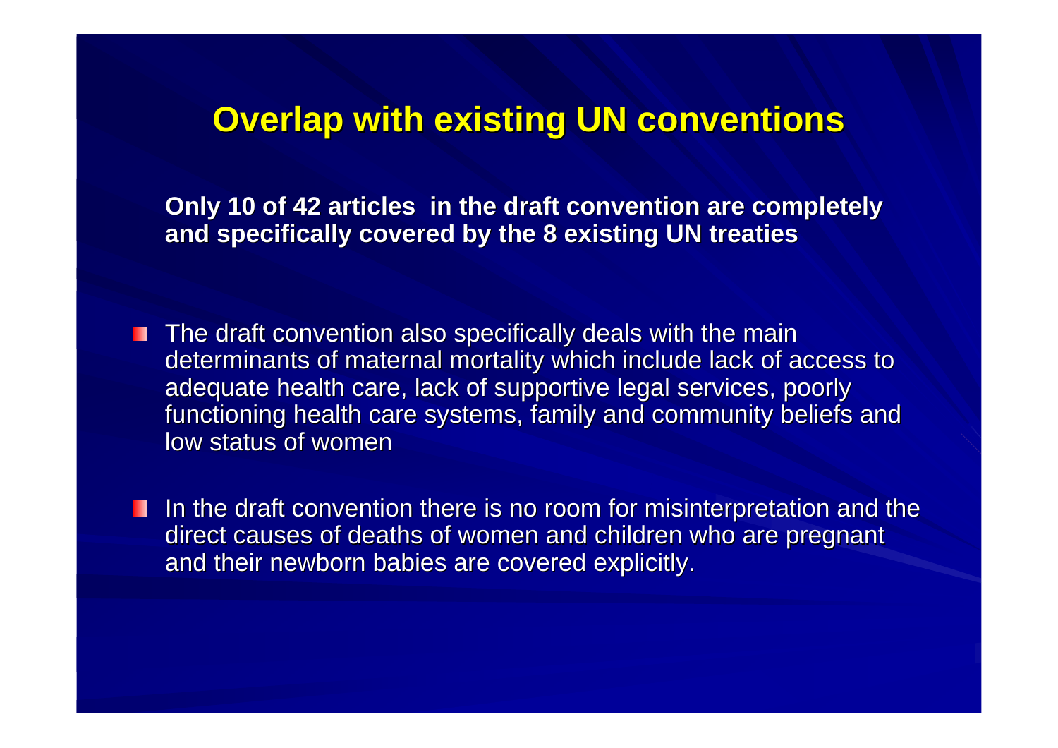## Overlap with existing UN conventions

**Only 10 of 42 articles in the draft convention are completely and specifically covered by the 8 existing UN treaties**

- The draft convention also specifically deals with the main determinants of maternal mortality which include lack of access to adequate health care, lack of supportive legal services, poorly functioning health care systems, family and community beliefs and low status of women
- In the draft convention there is no room for misinterpretation and the direct causes of deaths of women and children who are pregnant and their newborn babies are covered explicitly.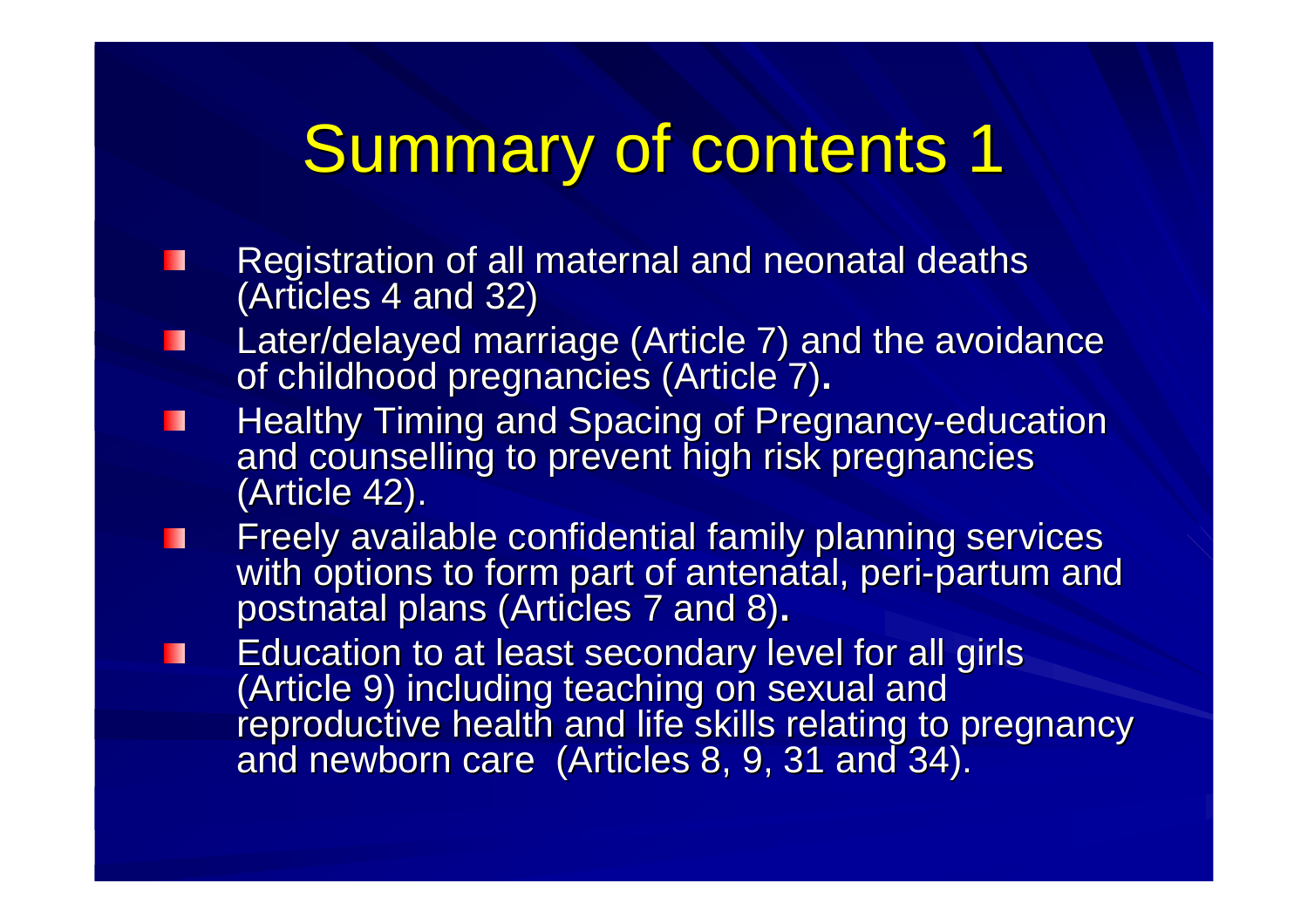# Summary of contents 1

- Registration of all maternal and neonatal deaths (Articles 4 and 32)
- Later/delayed marriage (Article 7) and the avoidance of childhood pregnancies (Article 7).
- Healthy Timing and Spacing of Pregnancy-education and counselling to prevent high risk pregnancies (Article 42).
- Freely available confidential family planning services with options to form part of antenatal, peri-partum and postnatal plans (Articles 7 and 8).
- Education to at least secondary level for all girls (Article 9) including teaching on sexual and reproductive health and life skills relating to pregnancy and newborn care (Articles 8, 9, 31 and 34).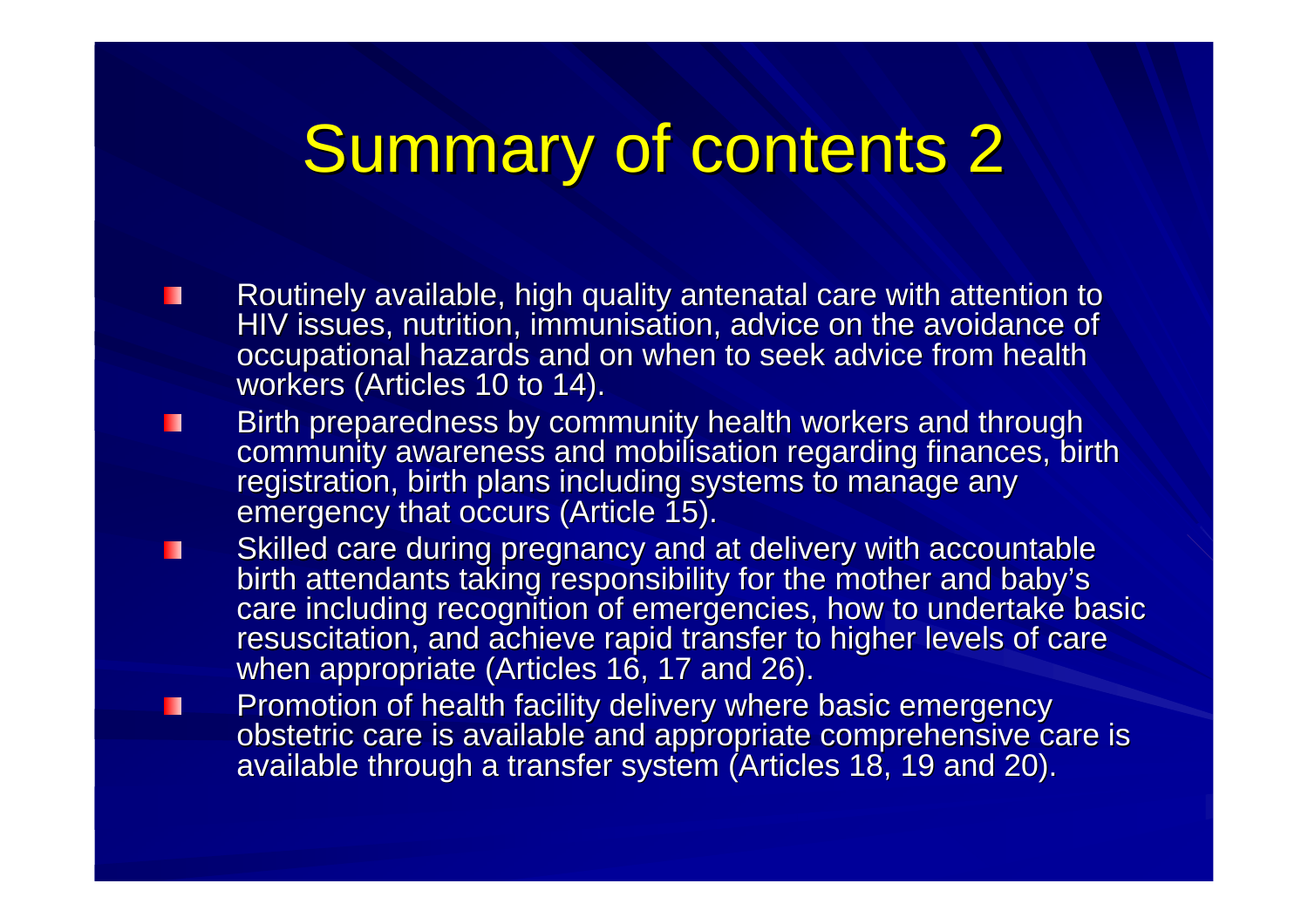# Summary of contents 2

- Routinely available, high quality antenatal care with attention to HIV issues, nutrition, immunisation, advice on the avoidance of occupational hazards and on when to seek advice from health workers (Articles 10 to 14).
- Birth preparedness by community health workers and through community awareness and mobilisation regarding finances, birth registration, birth plans including systems to manage any emergency that occurs (Article 15).
- Skilled care during pregnancy and at delivery with accountable birth attendants taking responsibility for the mother and baby's care including recognition of emergencies, how to undertake basic resuscitation, and achieve rapid transfer to higher levels of care when appropriate (Articles 16, 17 and 26).
- Promotion of health facility delivery where basic emergency obstetric care is available and appropriate comprehensive care is available through a transfer system (Articles 18, 19 and 20).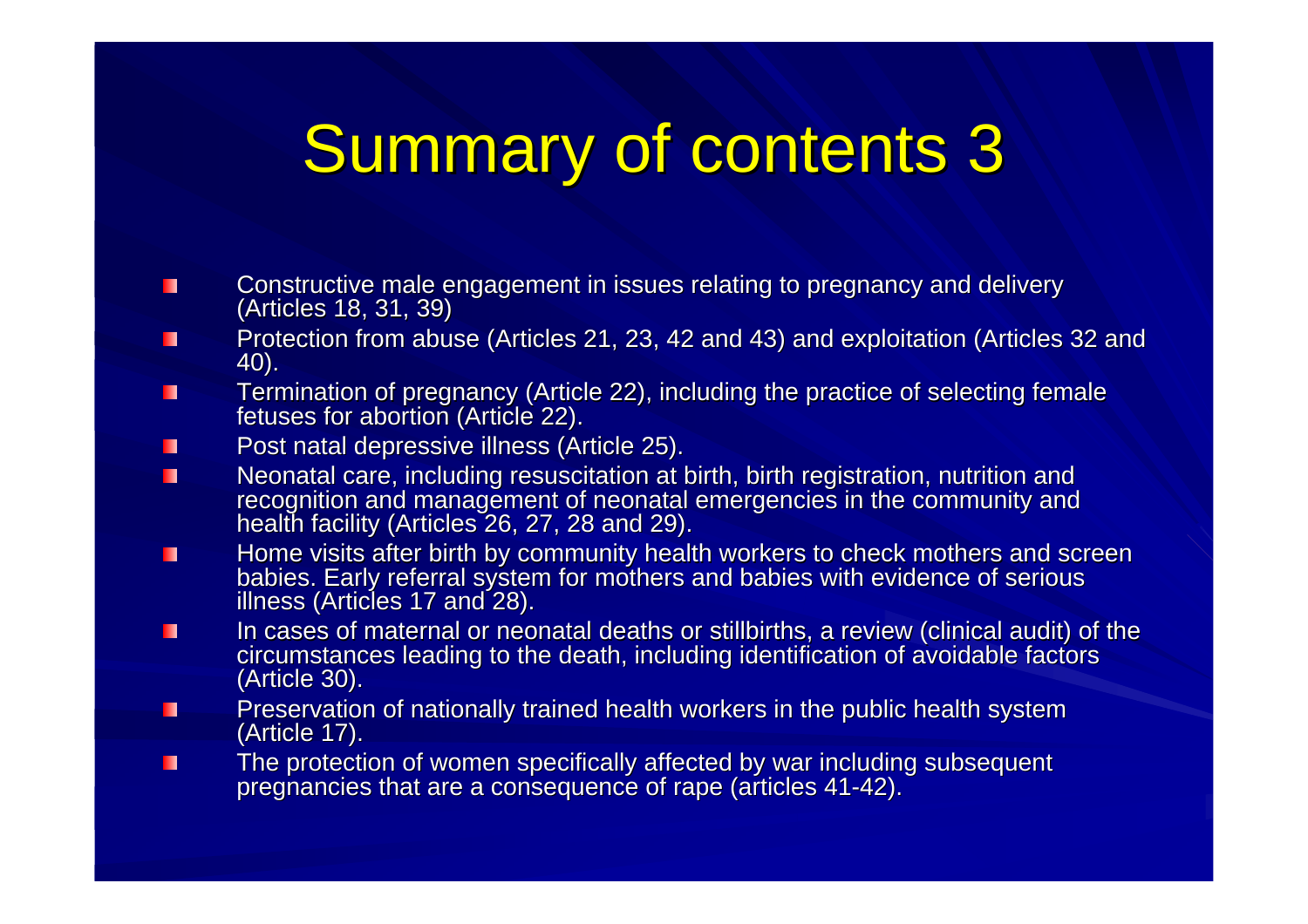# Summary of contents 3

- Constructive male engagement in issues relating to pregnancy and delivery (Articles 18, 31, 39)
- Protection from abuse (Articles 21, 23, 42 and 43) and exploitation (Articles 32 and 40).
- Termination of pregnancy (Article 22), including the practice of selecting female fetuses for abortion (Article 22).
- Post natal depressive illness (Article 25).
- Neonatal care, including resuscitation at birth, birth registration, nutrition and recognition and management of neonatal emergencies in the community and health facility (Articles 26, 27, 28 and 29).
- Home visits after birth by community health workers to check mothers and screen babies. Early referral system for mothers and babies with evidence of serious illness (Articles 17 and 28).
- In cases of maternal or neonatal deaths or stillbirths, a review (clinical audit) of the circumstances leading to the death, including identification of avoidable factors (Article 30).
- Preservation of nationally trained health workers in the public health system (Article 17).
- The protection of women specifically affected by war including subsequent pregnancies that are a consequence of rape (articles 41-42).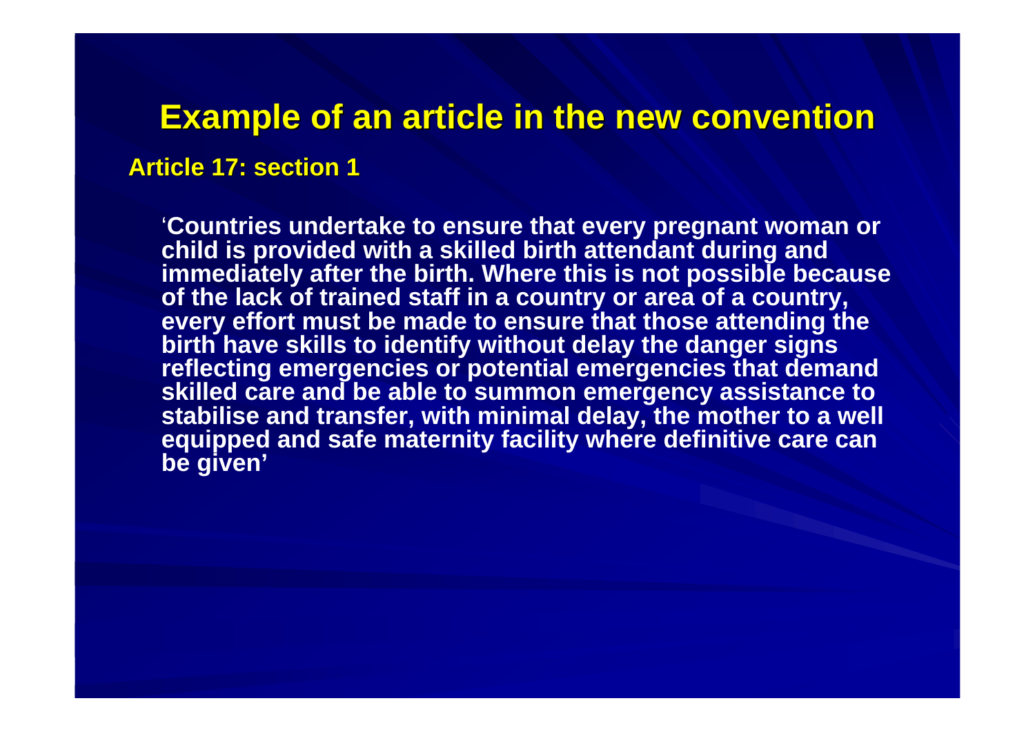# Example of an article in the new convention

## Article 17: section 1

'**Countries undertake to ensure that every pregnant woman or child is provided with a skilled birth attendant during and immediately after the birth. Where this is not possible because of the lack of trained staff in a country or area of a country, every effort must be made to ensure that those attending the birth have skills to identify without delay the danger signs reflecting emergencies or potential emergencies that demand skilled care and be able to summon emergency assistance to stabilise and transfer, with minimal delay, the mother to a well equipped and safe maternity facility where definitive care can be given'**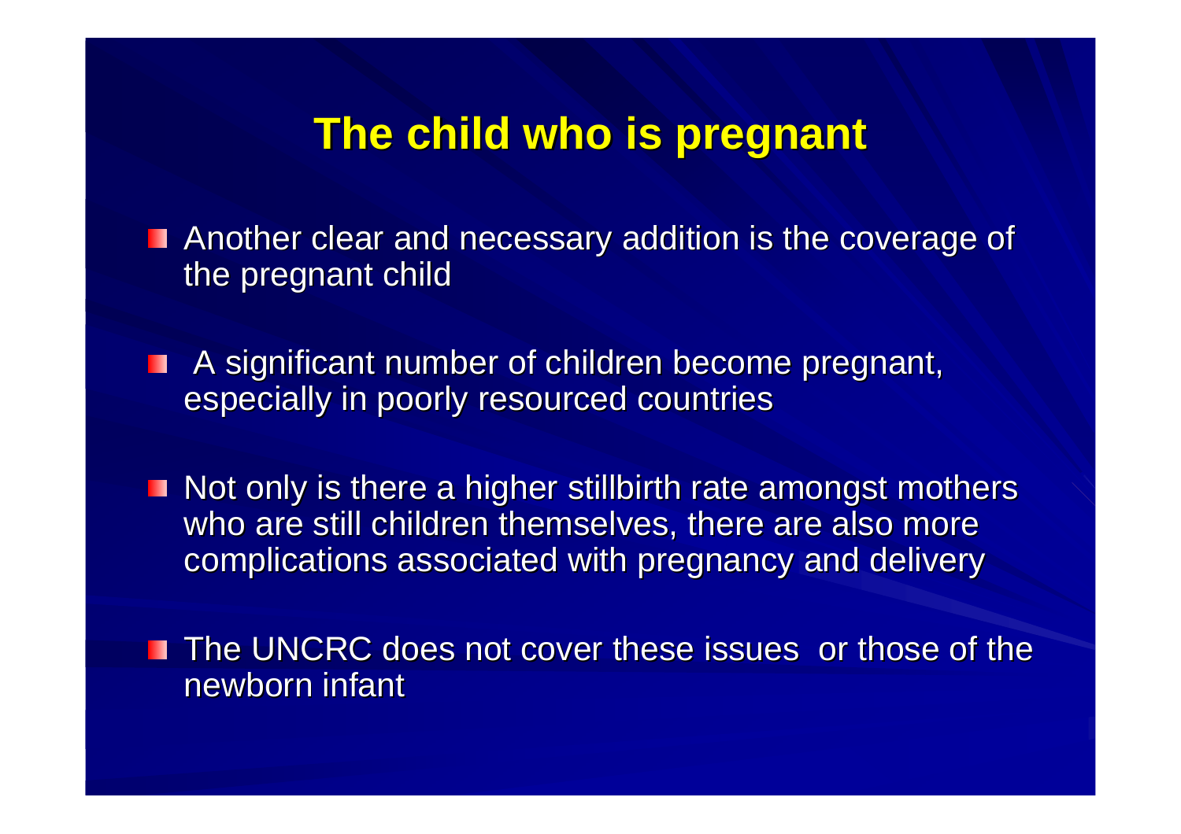# The child who is pregnant

- Another clear and necessary addition is the coverage of the pregnant child
- A significant number of children become pregnant, especially in poorly resourced countries
- Not only is there a higher stillbirth rate amongst mothers who are still children themselves, there are also more complications associated with pregnancy and delivery
- The UNCRC does not cover these issues or those of the newborn infant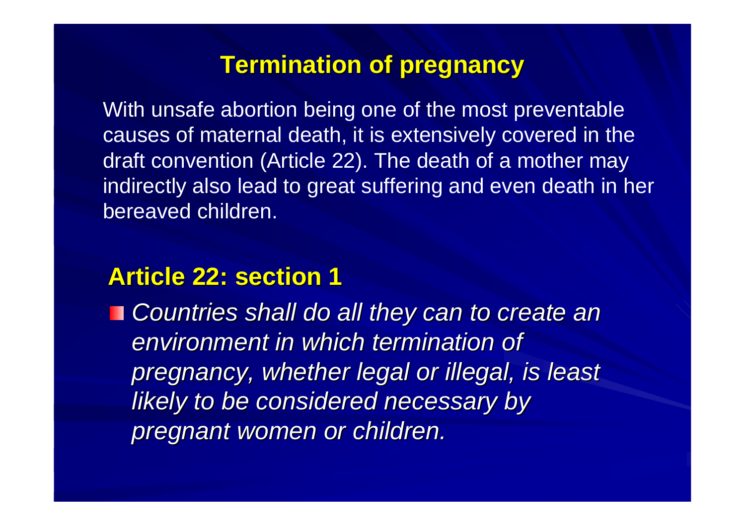# Termination of pregnancy

With unsafe abortion being one of the most preventable causes of maternal death, it is extensively covered in the draft convention (Article 22). The death of a mother may indirectly also lead to great suffering and even death in her bereaved children.

## Article 22: section 1

- *Countries shall do all they can to create an environment in which termination of pregnancy, whether legal or illegal, is least likely to be considered necessary by pregnant women or children.*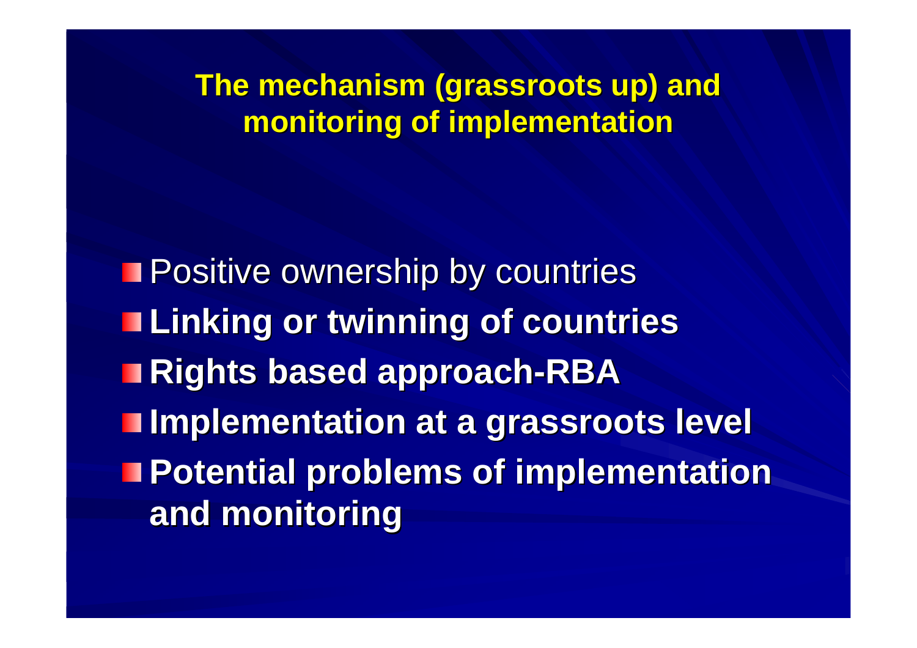## The mechanism (grassroots up) and monitoring of implementation

- Positive ownership by countries
- **Linking or twinning of countries**
- **Rights based approach-RBA**
- **Implementation at a grassroots level**
- **Potential problems of implementation and monitoring**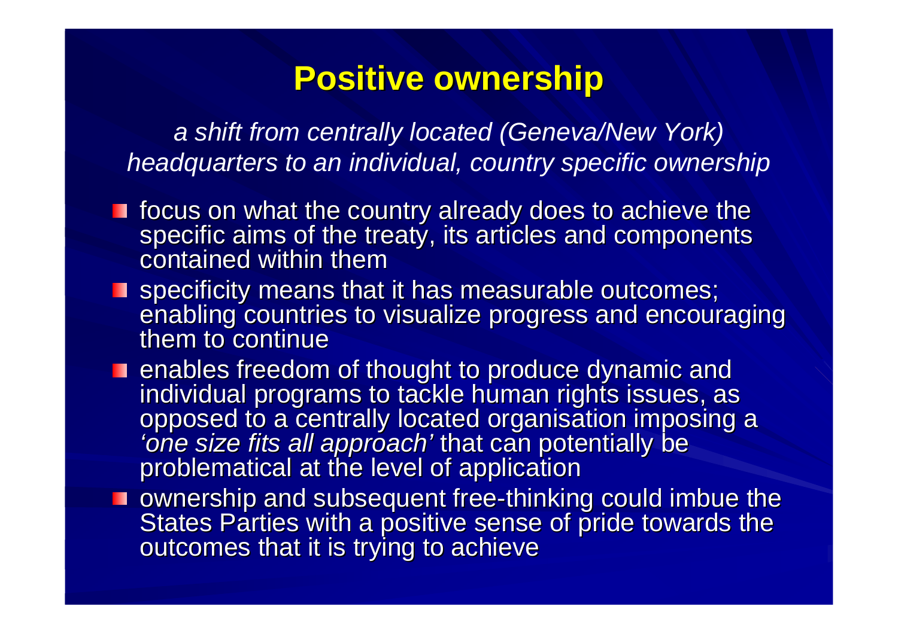# Positive ownership

*a shift from centrally located (Geneva/New York) headquarters to an individual, country specific ownership*

- focus on what the country already does to achieve the specific aims of the treaty, its articles and components contained within them
- specificity means that it has measurable outcomes; enabling countries to visualize progress and encouraging them to continue
- enables freedom of thought to produce dynamic and individual programs to tackle human rights issues, as opposed to a centrally located organisation imposing a *'one size fits all approach'* that can potentially be problematical at the level of application
- ownership and subsequent free-thinking could imbue the States Parties with a positive sense of pride towards the outcomes that it is trying to achieve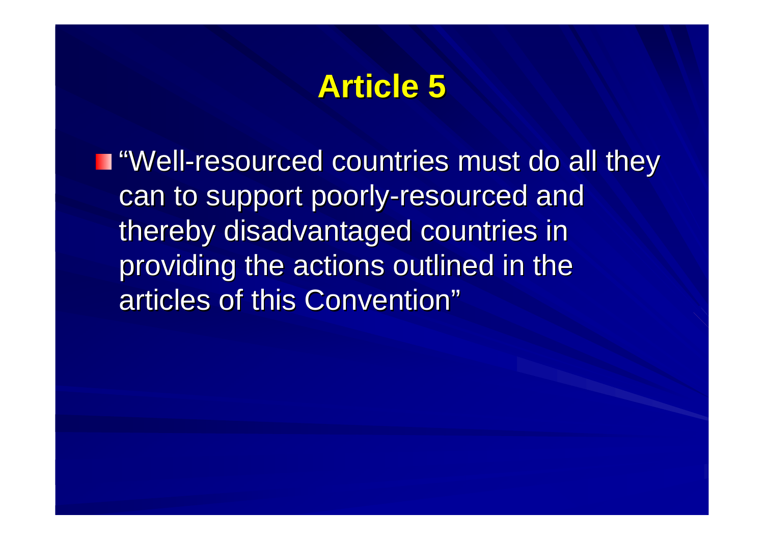# Article 5

- "Well-resourced countries must do all they can to support poorly-resourced and thereby disadvantaged countries in providing the actions outlined in the articles of this Convention"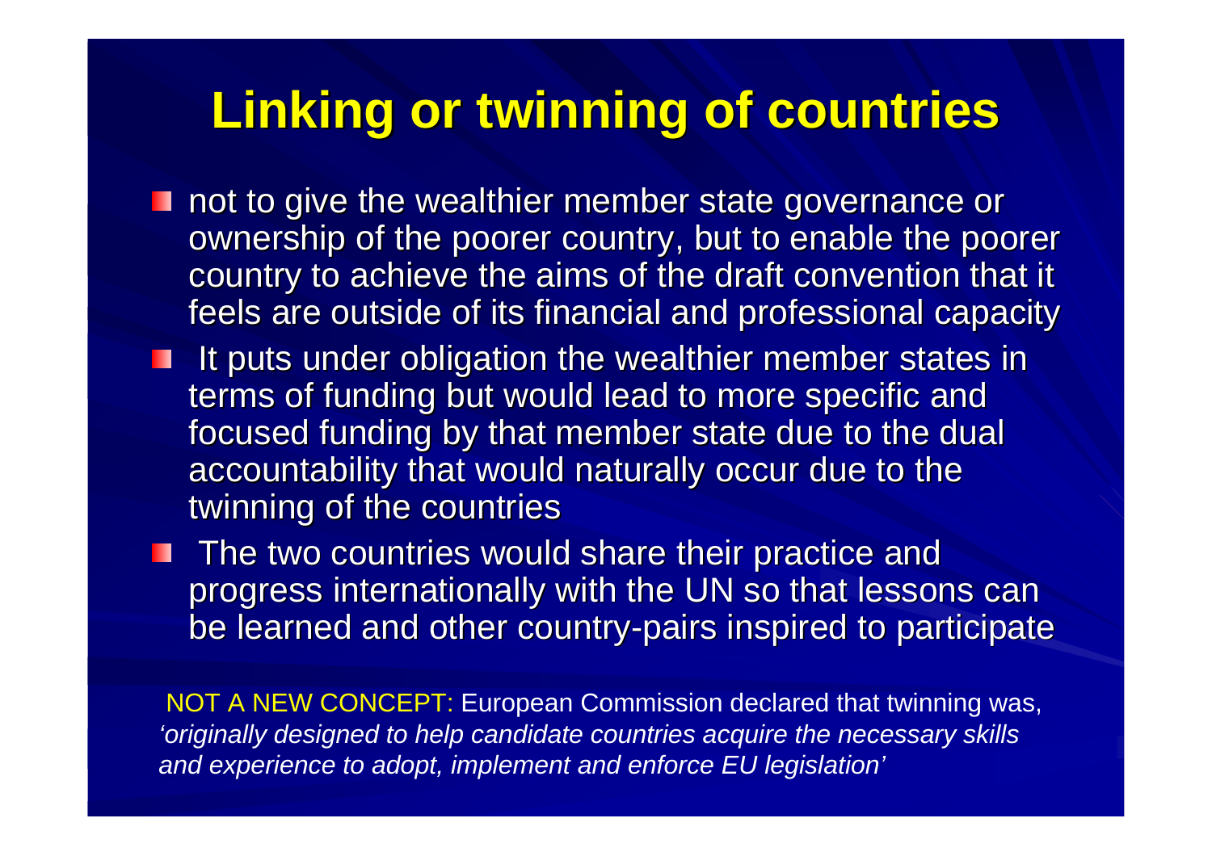# Linking or twinning of countries

- not to give the wealthier member state governance or ownership of the poorer country, but to enable the poorer country to achieve the aims of the draft convention that it feels are outside of its financial and professional capacity
- It puts under obligation the wealthier member states in terms of funding but would lead to more specific and focused funding by that member state due to the dual accountability that would naturally occur due to the twinning of the countries
- The two countries would share their practice and progress internationally with the UN so that lessons can be learned and other country-pairs inspired to participate

NOT A NEW CONCEPT: European Commission declared that twinning was, *'originally designed to help candidate countries acquire the necessary skills and experience to adopt, implement and enforce EU legislation'*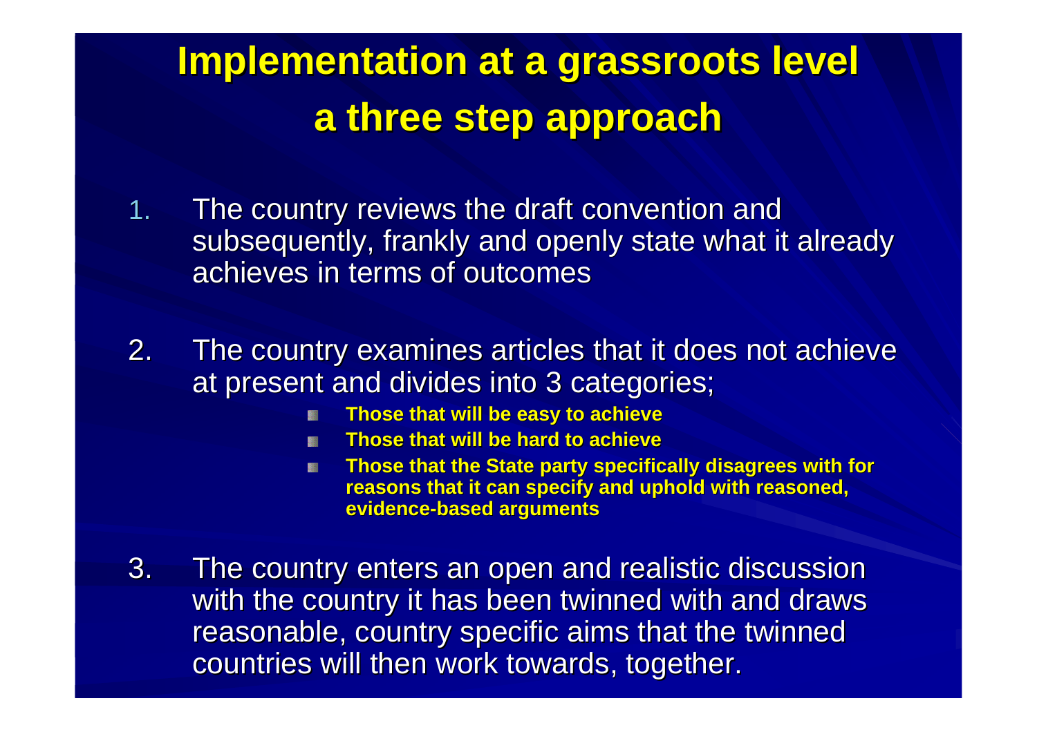# Implementation at a grassroots level
# a three step approach

1. The country reviews the draft convention and subsequently, frankly and openly state what it already achieves in terms of outcomes

2. The country examines articles that it does not achieve at present and divides into 3 categories;
   - **Those that will be easy to achieve**
   - **Those that will be hard to achieve**
   - **Those that the State party specifically disagrees with for reasons that it can specify and uphold with reasoned, evidence-based arguments**

3. The country enters an open and realistic discussion with the country it has been twinned with and draws reasonable, country specific aims that the twinned countries will then work towards, together.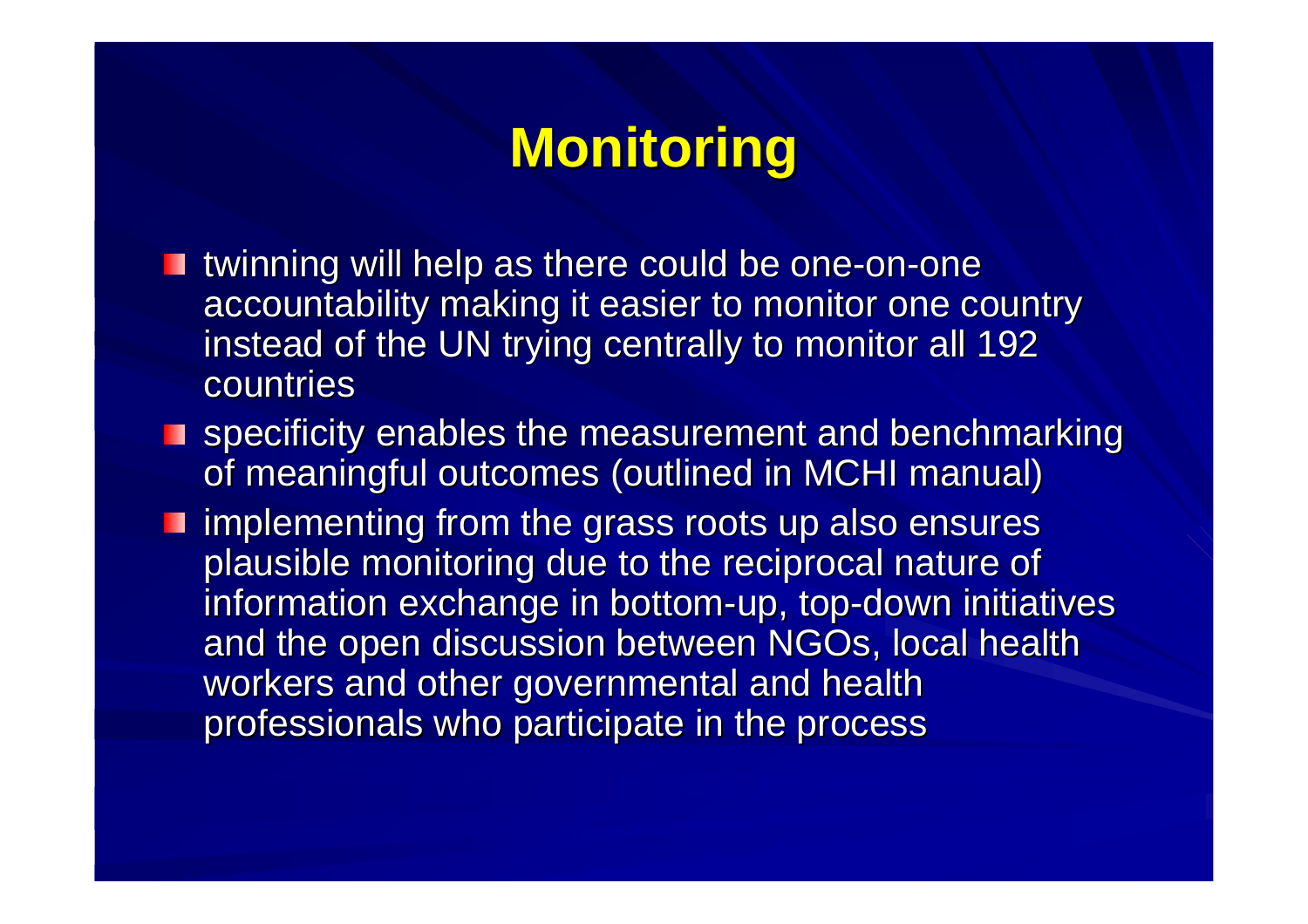# Monitoring

- twinning will help as there could be one-on-one accountability making it easier to monitor one country instead of the UN trying centrally to monitor all 192 countries
- specificity enables the measurement and benchmarking of meaningful outcomes (outlined in MCHI manual)
- implementing from the grass roots up also ensures plausible monitoring due to the reciprocal nature of information exchange in bottom-up, top-down initiatives and the open discussion between NGOs, local health workers and other governmental and health professionals who participate in the process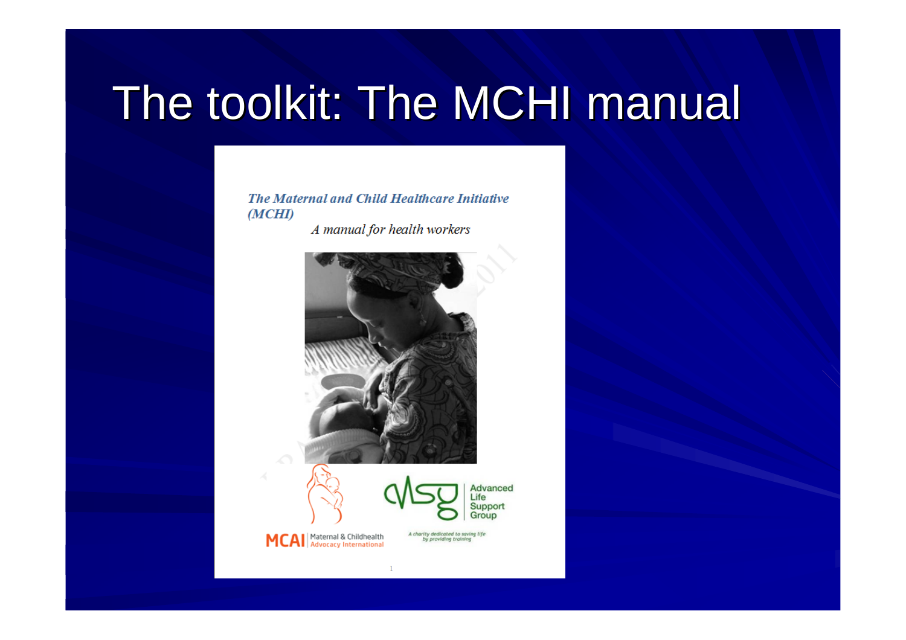# The toolkit: The MCHI manual

***The Maternal and Child Healthcare Initiative (MCHI)***

*A manual for health workers*

MCAI | Maternal & Childhealth Advocacy International

Advanced Life Support Group

*A charity dedicated to saving life by providing training*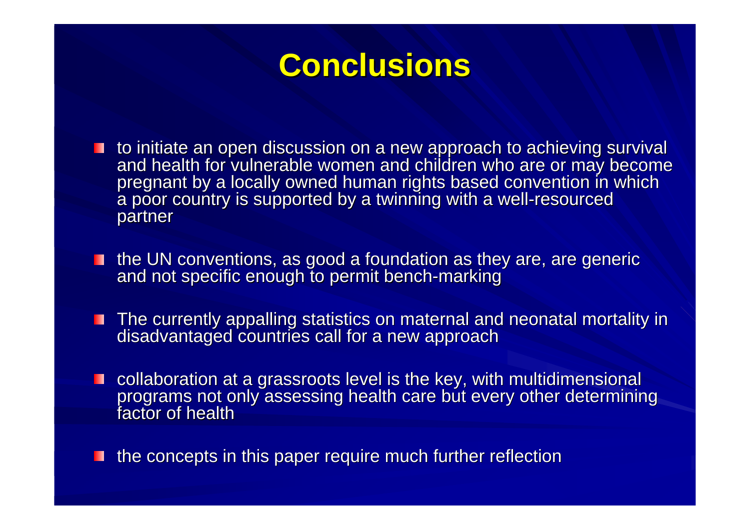# Conclusions

- to initiate an open discussion on a new approach to achieving survival and health for vulnerable women and children who are or may become pregnant by a locally owned human rights based convention in which a poor country is supported by a twinning with a well-resourced partner
- the UN conventions, as good a foundation as they are, are generic and not specific enough to permit bench-marking
- The currently appalling statistics on maternal and neonatal mortality in disadvantaged countries call for a new approach
- collaboration at a grassroots level is the key, with multidimensional programs not only assessing health care but every other determining factor of health
- the concepts in this paper require much further reflection